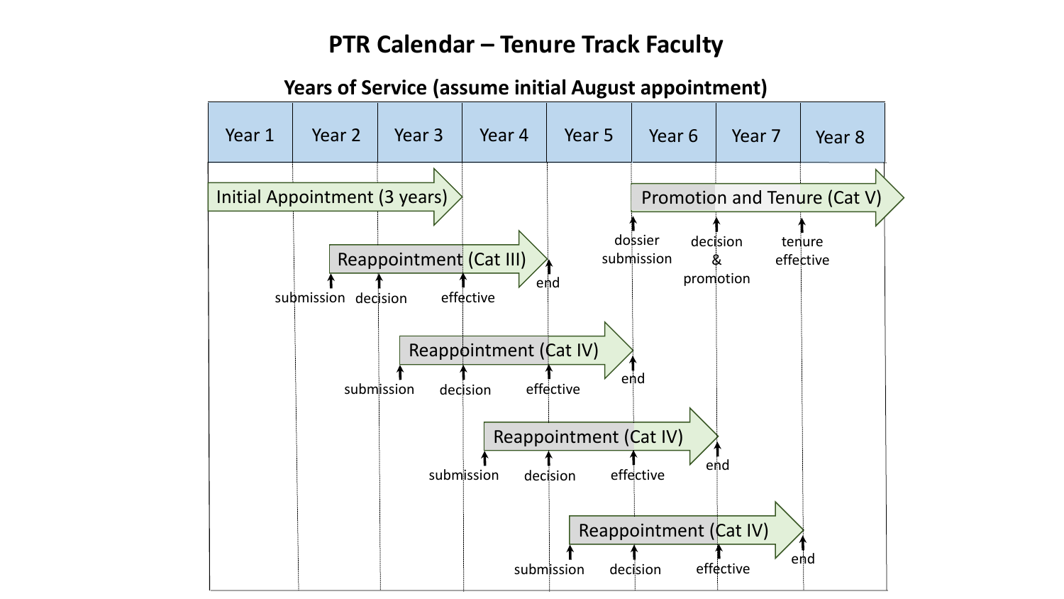# PTR Calendar – Tenure Track Faculty

## Years of Service (assume initial August appointment)

| Year 1 | Year 2 | Year 3 | Year 4 | Year 5 | Year 6 | Year 7 | Year 8 |
|---|---|---|---|---|---|---|---|

- **Initial Appointment (3 years)**: Year 1 through end of Year 3
- **Reappointment (Cat III)**: submission (mid Year 2), decision (start of Year 3), effective (start of Year 4), end (end of Year 4)
- **Reappointment (Cat IV)**: submission (mid Year 3), decision (start of Year 4), effective (start of Year 5), end (end of Year 5)
- **Reappointment (Cat IV)**: submission (mid Year 4), decision (start of Year 5), effective (start of Year 6), end (end of Year 6)
- **Reappointment (Cat IV)**: submission (mid Year 5), decision (start of Year 6), effective (start of Year 7), end (end of Year 7)
- **Promotion and Tenure (Cat V)**: dossier submission (start of Year 6), decision & promotion (start of Year 7), tenure effective (start of Year 8)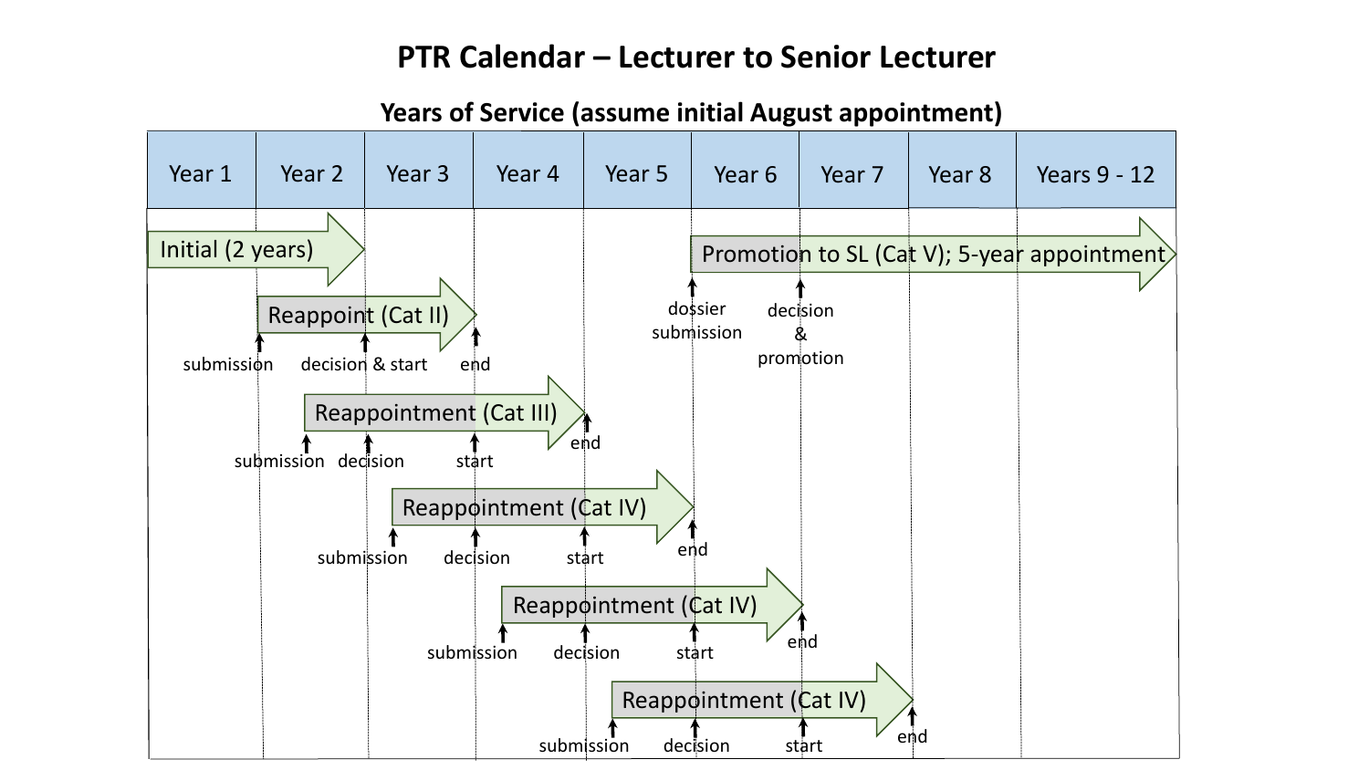# PTR Calendar – Lecturer to Senior Lecturer

## Years of Service (assume initial August appointment)

| Year 1 | Year 2 | Year 3 | Year 4 | Year 5 | Year 6 | Year 7 | Year 8 | Years 9 - 12 |
|---|---|---|---|---|---|---|---|---|

- **Initial (2 years)**: Year 1 – Year 2
- **Reappoint (Cat II)**: submission (start of Year 2); decision & start (start of Year 3); end (start of Year 4)
- **Reappointment (Cat III)**: submission (mid Year 2); decision (start of Year 3); start (start of Year 4); end (start of Year 5)
- **Reappointment (Cat IV)**: submission (Year 3); decision (start of Year 4); start (start of Year 5); end (start of Year 6)
- **Reappointment (Cat IV)**: submission (Year 4); decision (start of Year 5); start (start of Year 6); end (start of Year 7)
- **Reappointment (Cat IV)**: submission (Year 5); decision (start of Year 6); start (start of Year 7); end (start of Year 8)
- **Promotion to SL (Cat V); 5-year appointment**: dossier submission (start of Year 6); decision & promotion (start of Year 7); continues through Years 9 - 12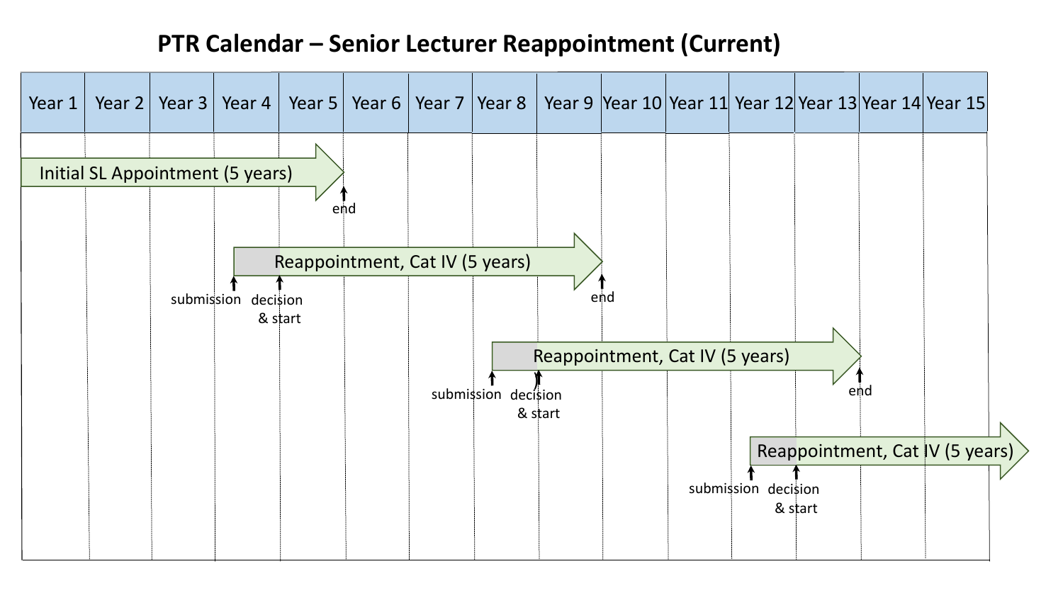# PTR Calendar – Senior Lecturer Reappointment (Current)

| Year 1 | Year 2 | Year 3 | Year 4 | Year 5 | Year 6 | Year 7 | Year 8 | Year 9 | Year 10 | Year 11 | Year 12 | Year 13 | Year 14 | Year 15 |
|---|---|---|---|---|---|---|---|---|---|---|---|---|---|---|

Initial SL Appointment (5 years)

end

Reappointment, Cat IV (5 years)

submission

decision & start

end

Reappointment, Cat IV (5 years)

submission

decision & start

end

Reappointment, Cat IV (5 years)

submission

decision & start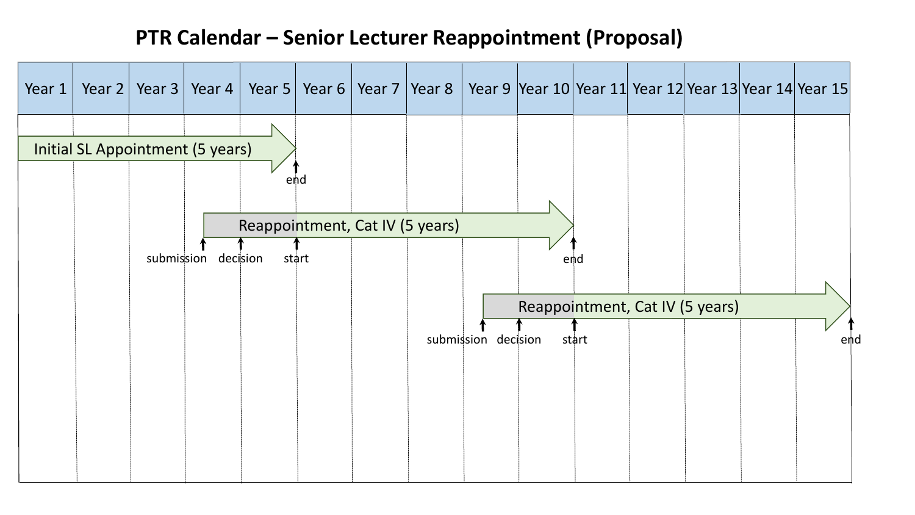# PTR Calendar – Senior Lecturer Reappointment (Proposal)

| Year 1 | Year 2 | Year 3 | Year 4 | Year 5 | Year 6 | Year 7 | Year 8 | Year 9 | Year 10 | Year 11 | Year 12 | Year 13 | Year 14 | Year 15 |
|---|---|---|---|---|---|---|---|---|---|---|---|---|---|---|

Initial SL Appointment (5 years)

end

Reappointment, Cat IV (5 years)

submission decision start end

Reappointment, Cat IV (5 years)

submission decision start end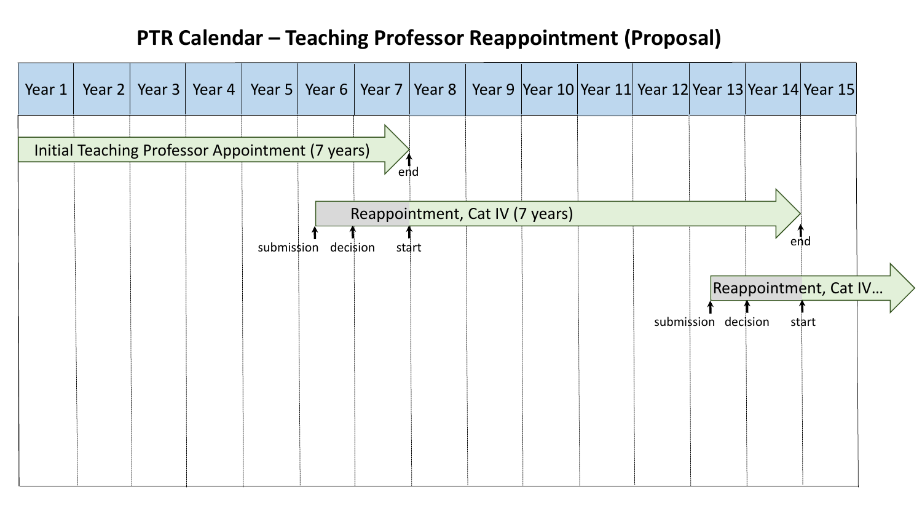# PTR Calendar – Teaching Professor Reappointment (Proposal)

Year 1
Year 2
Year 3
Year 4
Year 5
Year 6
Year 7
Year 8
Year 9
Year 10
Year 11
Year 12
Year 13
Year 14
Year 15

Initial Teaching Professor Appointment (7 years)
end

Reappointment, Cat IV (7 years)
submission
decision
start
end

Reappointment, Cat IV…
submission
decision
start